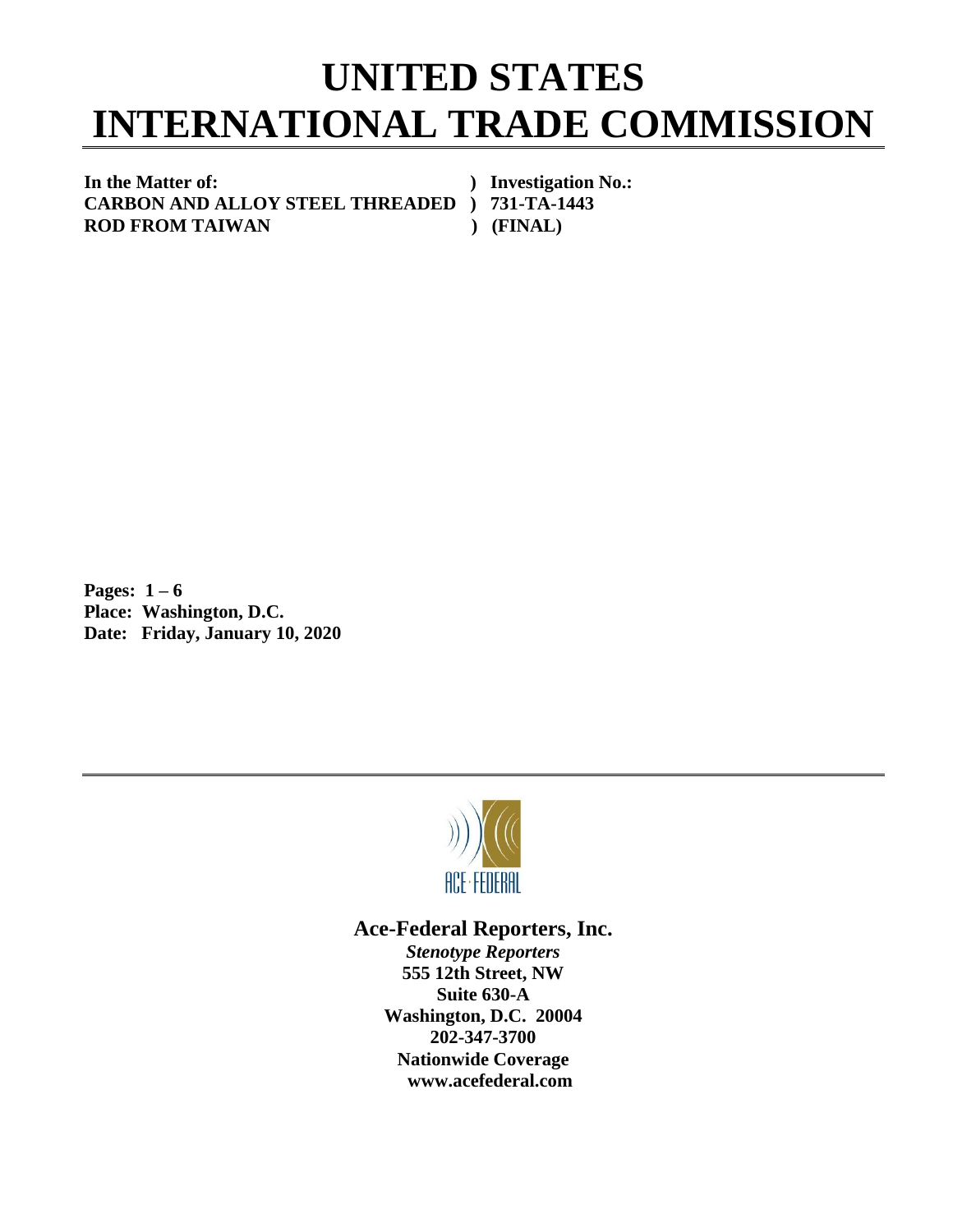# UNITED STATES INTERNATIONAL TRADE COMMISSION

| | | |
|---|---|---|
| **In the Matter of:** | **)** | **Investigation No.:** |
| **CARBON AND ALLOY STEEL THREADED** | **)** | **731-TA-1443** |
| **ROD FROM TAIWAN** | **)** | **(FINAL)** |

**Pages: 1 – 6**
**Place: Washington, D.C.**
**Date: Friday, January 10, 2020**

ACE·FEDERAL

**Ace-Federal Reporters, Inc.**

***Stenotype Reporters***
**555 12th Street, NW**
**Suite 630-A**
**Washington, D.C. 20004**
**202-347-3700**
**Nationwide Coverage**
**www.acefederal.com**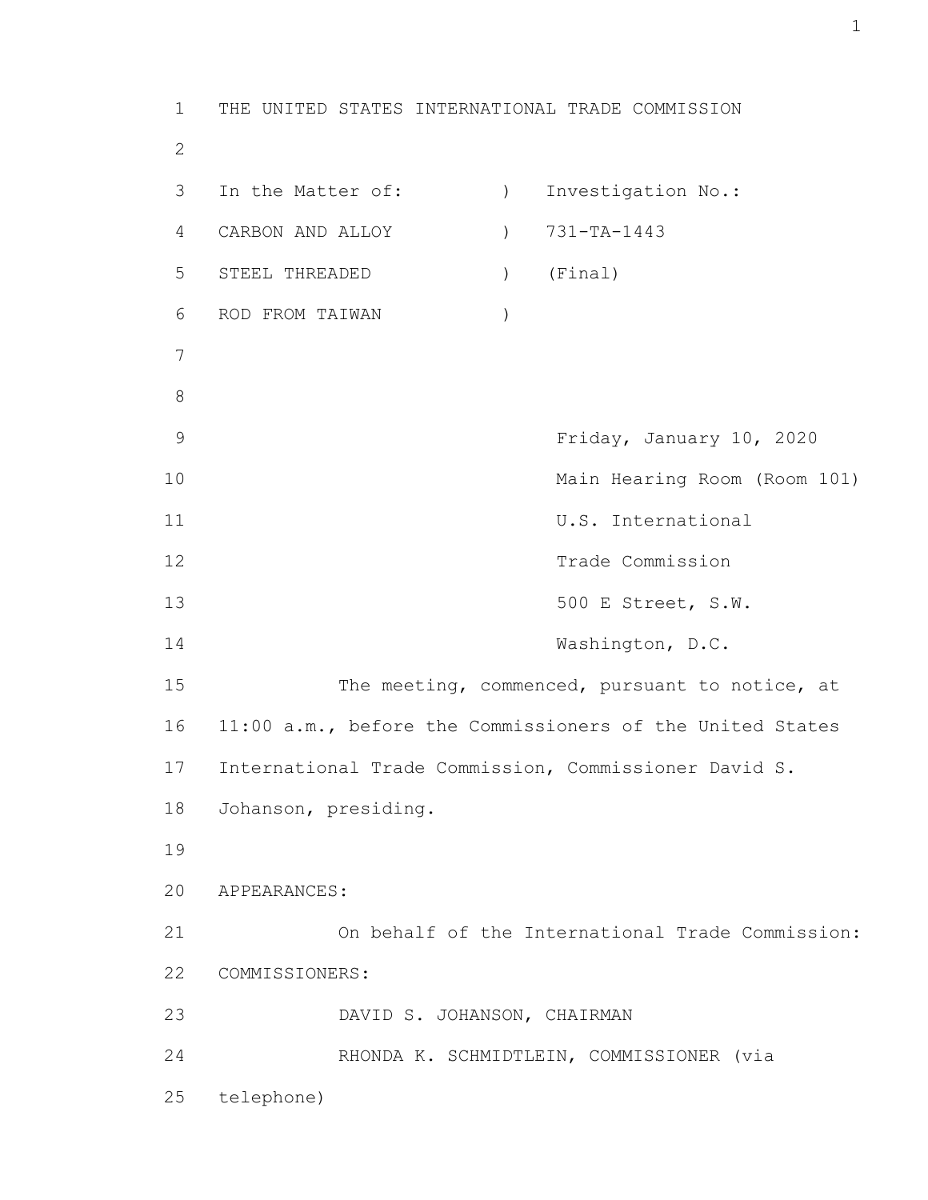THE UNITED STATES INTERNATIONAL TRADE COMMISSION

| | | |
|---|---|---|
| In the Matter of: | ) | Investigation No.: |
| CARBON AND ALLOY | ) | 731-TA-1443 |
| STEEL THREADED | ) | (Final) |
| ROD FROM TAIWAN | ) | |

Friday, January 10, 2020
Main Hearing Room (Room 101)
U.S. International
Trade Commission
500 E Street, S.W.
Washington, D.C.

The meeting, commenced, pursuant to notice, at 11:00 a.m., before the Commissioners of the United States International Trade Commission, Commissioner David S. Johanson, presiding.

APPEARANCES:

On behalf of the International Trade Commission:

COMMISSIONERS:

DAVID S. JOHANSON, CHAIRMAN

RHONDA K. SCHMIDTLEIN, COMMISSIONER (via telephone)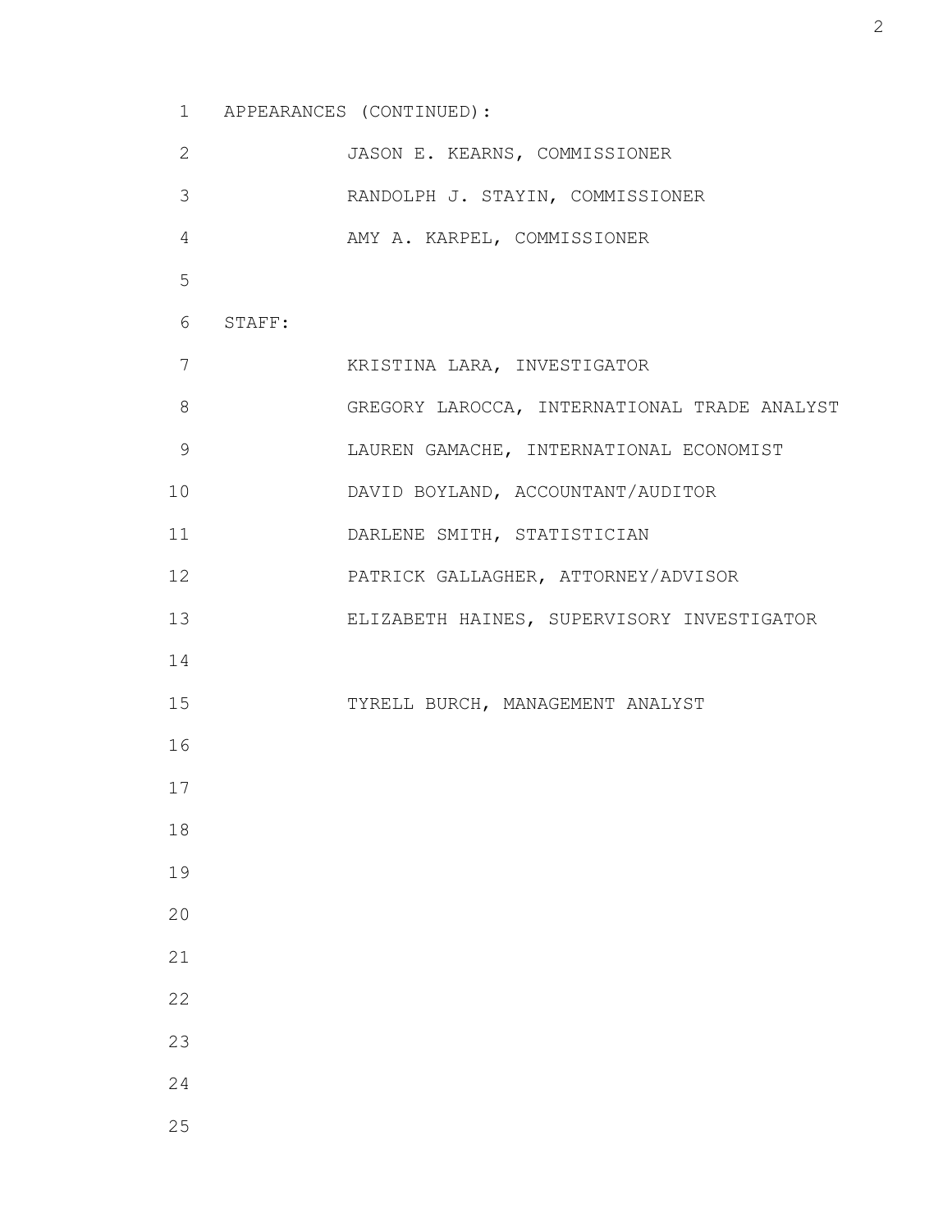APPEARANCES (CONTINUED):

JASON E. KEARNS, COMMISSIONER

RANDOLPH J. STAYIN, COMMISSIONER

AMY A. KARPEL, COMMISSIONER

STAFF:

KRISTINA LARA, INVESTIGATOR

GREGORY LAROCCA, INTERNATIONAL TRADE ANALYST

LAUREN GAMACHE, INTERNATIONAL ECONOMIST

DAVID BOYLAND, ACCOUNTANT/AUDITOR

DARLENE SMITH, STATISTICIAN

PATRICK GALLAGHER, ATTORNEY/ADVISOR

ELIZABETH HAINES, SUPERVISORY INVESTIGATOR

TYRELL BURCH, MANAGEMENT ANALYST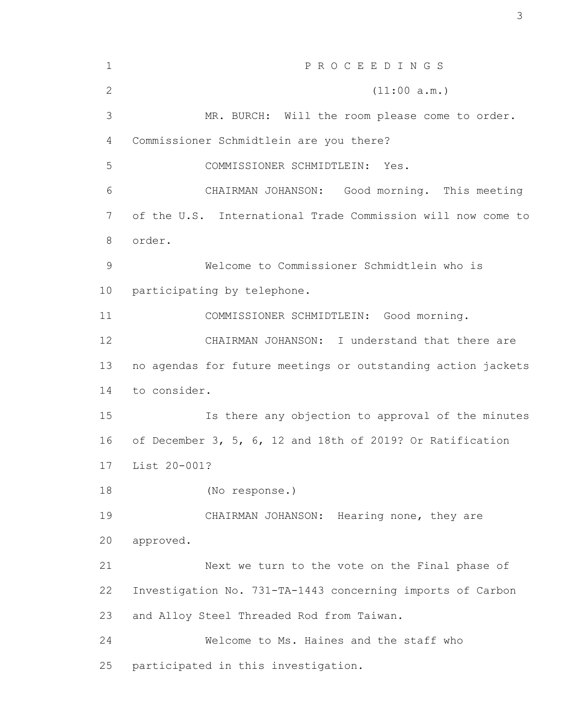P R O C E E D I N G S

(11:00 a.m.)

MR. BURCH: Will the room please come to order. Commissioner Schmidtlein are you there?

COMMISSIONER SCHMIDTLEIN: Yes.

CHAIRMAN JOHANSON: Good morning. This meeting of the U.S. International Trade Commission will now come to order.

Welcome to Commissioner Schmidtlein who is participating by telephone.

COMMISSIONER SCHMIDTLEIN: Good morning.

CHAIRMAN JOHANSON: I understand that there are no agendas for future meetings or outstanding action jackets to consider.

Is there any objection to approval of the minutes of December 3, 5, 6, 12 and 18th of 2019? Or Ratification List 20-001?

(No response.)

CHAIRMAN JOHANSON: Hearing none, they are approved.

Next we turn to the vote on the Final phase of Investigation No. 731-TA-1443 concerning imports of Carbon and Alloy Steel Threaded Rod from Taiwan.

Welcome to Ms. Haines and the staff who participated in this investigation.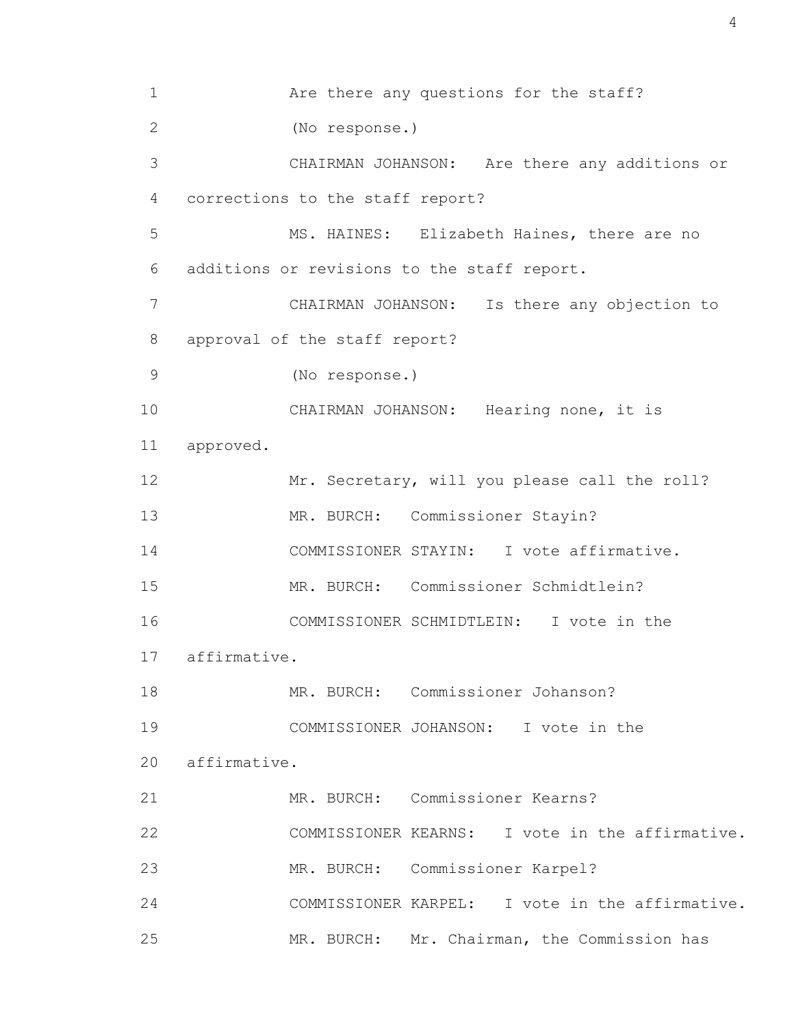Are there any questions for the staff?

(No response.)

CHAIRMAN JOHANSON: Are there any additions or corrections to the staff report?

MS. HAINES: Elizabeth Haines, there are no additions or revisions to the staff report.

CHAIRMAN JOHANSON: Is there any objection to approval of the staff report?

(No response.)

CHAIRMAN JOHANSON: Hearing none, it is approved.

Mr. Secretary, will you please call the roll?

MR. BURCH: Commissioner Stayin?

COMMISSIONER STAYIN: I vote affirmative.

MR. BURCH: Commissioner Schmidtlein?

COMMISSIONER SCHMIDTLEIN: I vote in the affirmative.

MR. BURCH: Commissioner Johanson?

COMMISSIONER JOHANSON: I vote in the affirmative.

MR. BURCH: Commissioner Kearns?

COMMISSIONER KEARNS: I vote in the affirmative.

MR. BURCH: Commissioner Karpel?

COMMISSIONER KARPEL: I vote in the affirmative.

MR. BURCH: Mr. Chairman, the Commission has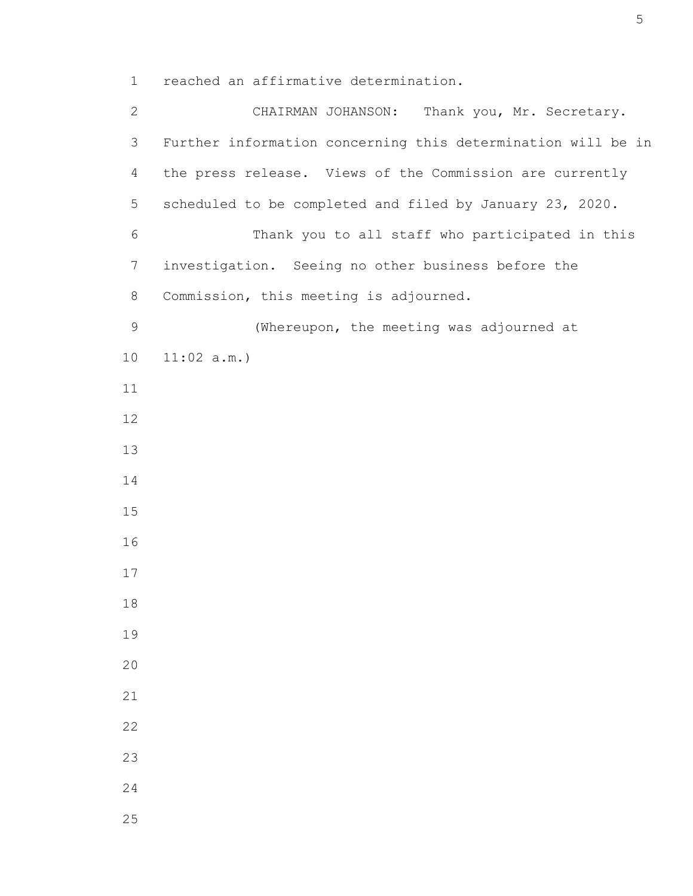reached an affirmative determination.

CHAIRMAN JOHANSON: Thank you, Mr. Secretary. Further information concerning this determination will be in the press release. Views of the Commission are currently scheduled to be completed and filed by January 23, 2020.

Thank you to all staff who participated in this investigation. Seeing no other business before the Commission, this meeting is adjourned.

(Whereupon, the meeting was adjourned at 11:02 a.m.)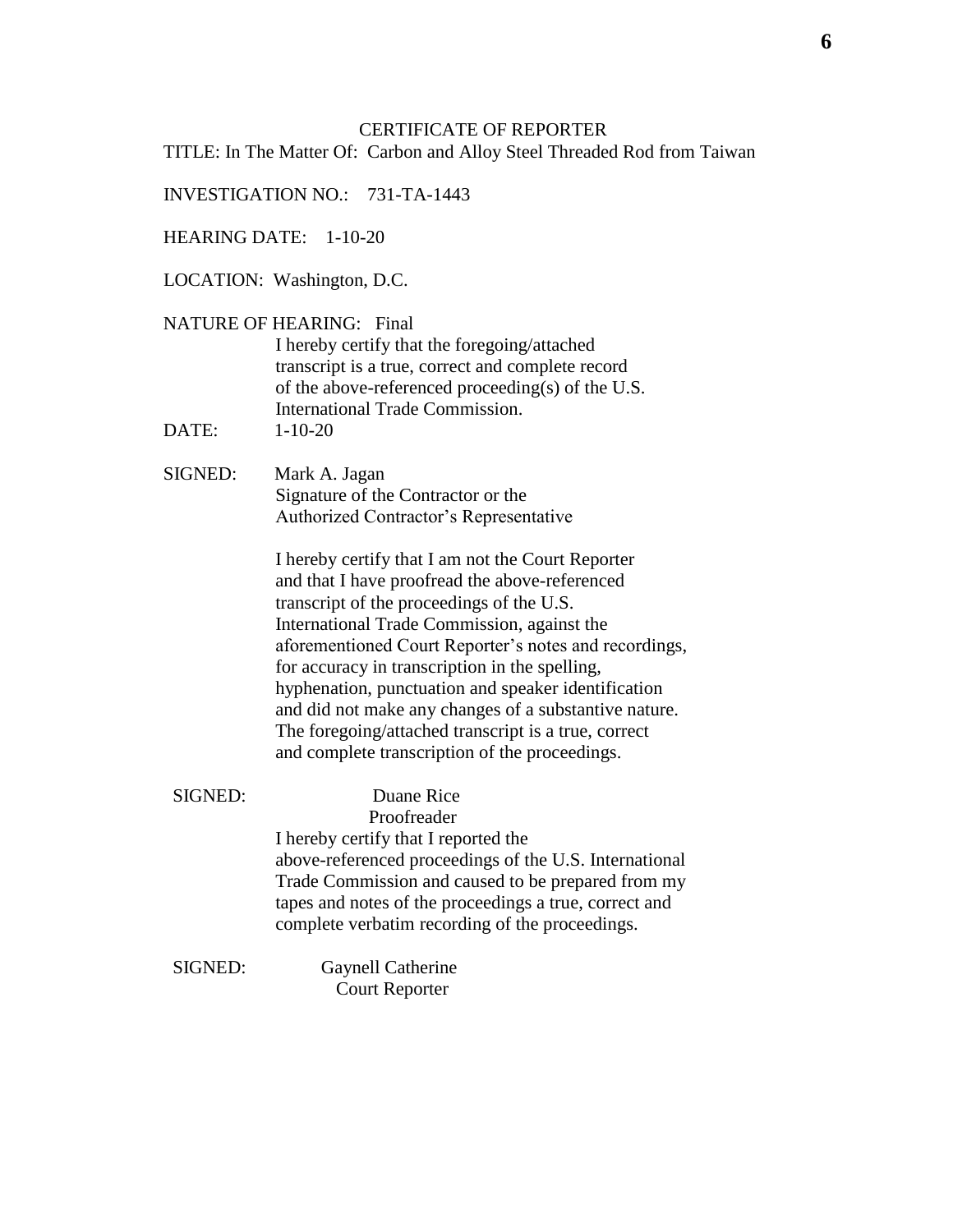# CERTIFICATE OF REPORTER

TITLE: In The Matter Of: Carbon and Alloy Steel Threaded Rod from Taiwan

INVESTIGATION NO.: 731-TA-1443

HEARING DATE: 1-10-20

LOCATION: Washington, D.C.

NATURE OF HEARING: Final

I hereby certify that the foregoing/attached transcript is a true, correct and complete record of the above-referenced proceeding(s) of the U.S. International Trade Commission.

DATE: 1-10-20

SIGNED: Mark A. Jagan
Signature of the Contractor or the Authorized Contractor's Representative

I hereby certify that I am not the Court Reporter and that I have proofread the above-referenced transcript of the proceedings of the U.S. International Trade Commission, against the aforementioned Court Reporter's notes and recordings, for accuracy in transcription in the spelling, hyphenation, punctuation and speaker identification and did not make any changes of a substantive nature. The foregoing/attached transcript is a true, correct and complete transcription of the proceedings.

SIGNED: Duane Rice
Proofreader

I hereby certify that I reported the above-referenced proceedings of the U.S. International Trade Commission and caused to be prepared from my tapes and notes of the proceedings a true, correct and complete verbatim recording of the proceedings.

SIGNED: Gaynell Catherine
Court Reporter